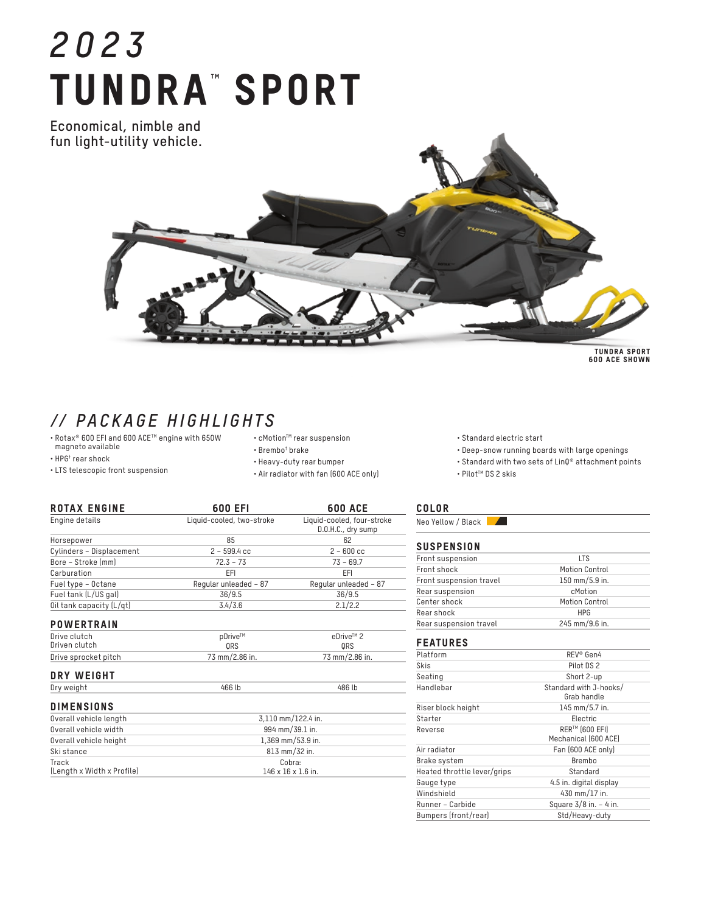# 2023
# TUNDRA™ SPORT

**Economical, nimble and fun light-utility vehicle.**

TUNDRA SPORT 600 ACE SHOWN

## // PACKAGE HIGHLIGHTS

- Rotax® 600 EFI and 600 ACE™ engine with 650W magneto available
- HPG† rear shock
- LTS telescopic front suspension
- cMotion™ rear suspension
- Brembo† brake
- Heavy-duty rear bumper
- Air radiator with fan (600 ACE only)
- Standard electric start
- Deep-snow running boards with large openings
- Standard with two sets of LinQ® attachment points
- Pilot™ DS 2 skis

### ROTAX ENGINE

| ROTAX ENGINE | 600 EFI | 600 ACE |
|---|---|---|
| Engine details | Liquid-cooled, two-stroke | Liquid-cooled, four-stroke D.O.H.C., dry sump |
| Horsepower | 85 | 62 |
| Cylinders – Displacement | 2 – 599.4 cc | 2 – 600 cc |
| Bore – Stroke (mm) | 72.3 – 73 | 73 – 69.7 |
| Carburation | EFI | EFI |
| Fuel type – Octane | Regular unleaded – 87 | Regular unleaded – 87 |
| Fuel tank (L/US gal) | 36/9.5 | 36/9.5 |
| Oil tank capacity (L/qt) | 3.4/3.6 | 2.1/2.2 |

### POWERTRAIN

| POWERTRAIN | 600 EFI | 600 ACE |
|---|---|---|
| Drive clutch | pDrive™ | eDrive™ 2 |
| Driven clutch | QRS | QRS |
| Drive sprocket pitch | 73 mm/2.86 in. | 73 mm/2.86 in. |

### DRY WEIGHT

| DRY WEIGHT | 600 EFI | 600 ACE |
|---|---|---|
| Dry weight | 466 lb | 486 lb |

### DIMENSIONS

| DIMENSIONS | |
|---|---|
| Overall vehicle length | 3,110 mm/122.4 in. |
| Overall vehicle width | 994 mm/39.1 in. |
| Overall vehicle height | 1,369 mm/53.9 in. |
| Ski stance | 813 mm/32 in. |
| Track (Length x Width x Profile) | Cobra: 146 x 16 x 1.6 in. |

### COLOR

Neo Yellow / Black

### SUSPENSION

| SUSPENSION | |
|---|---|
| Front suspension | LTS |
| Front shock | Motion Control |
| Front suspension travel | 150 mm/5.9 in. |
| Rear suspension | cMotion |
| Center shock | Motion Control |
| Rear shock | HPG |
| Rear suspension travel | 245 mm/9.6 in. |

### FEATURES

| FEATURES | |
|---|---|
| Platform | REV® Gen4 |
| Skis | Pilot DS 2 |
| Seating | Short 2-up |
| Handlebar | Standard with J-hooks/ Grab handle |
| Riser block height | 145 mm/5.7 in. |
| Starter | Electric |
| Reverse | RER™ (600 EFI) Mechanical (600 ACE) |
| Air radiator | Fan (600 ACE only) |
| Brake system | Brembo |
| Heated throttle lever/grips | Standard |
| Gauge type | 4.5 in. digital display |
| Windshield | 430 mm/17 in. |
| Runner – Carbide | Square 3/8 in. – 4 in. |
| Bumpers (front/rear) | Std/Heavy-duty |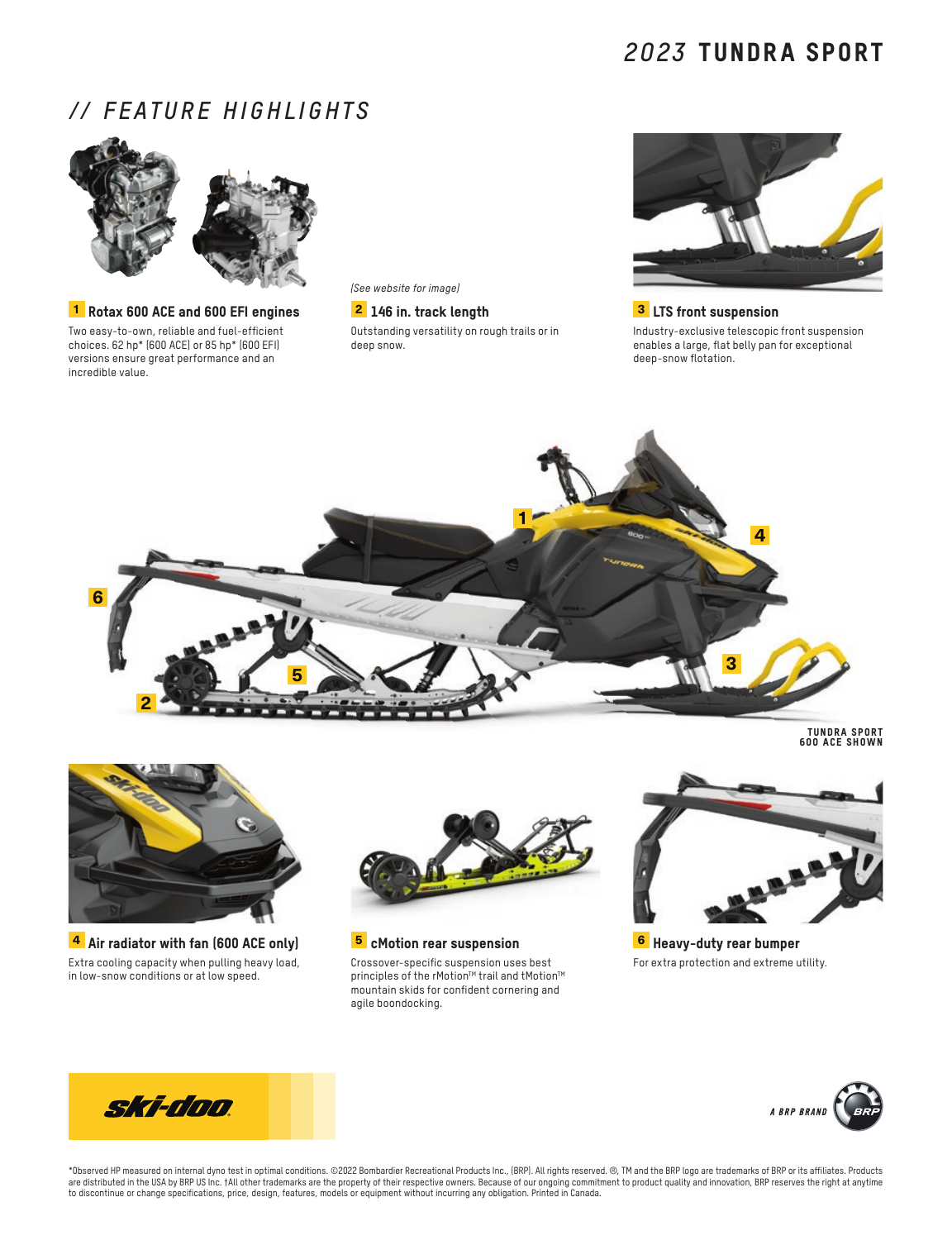# 2023 TUNDRA SPORT

## // FEATURE HIGHLIGHTS

### 1 Rotax 600 ACE and 600 EFI engines

Two easy-to-own, reliable and fuel-efficient choices. 62 hp* (600 ACE) or 85 hp* (600 EFI) versions ensure great performance and an incredible value.

*(See website for image)*

### 2 146 in. track length

Outstanding versatility on rough trails or in deep snow.

### 3 LTS front suspension

Industry-exclusive telescopic front suspension enables a large, flat belly pan for exceptional deep-snow flotation.

TUNDRA SPORT
600 ACE SHOWN

### 4 Air radiator with fan (600 ACE only)

Extra cooling capacity when pulling heavy load, in low-snow conditions or at low speed.

### 5 cMotion rear suspension

Crossover-specific suspension uses best principles of the rMotion™ trail and tMotion™ mountain skids for confident cornering and agile boondocking.

### 6 Heavy-duty rear bumper

For extra protection and extreme utility.

ski-doo

A BRP BRAND

*Observed HP measured on internal dyno test in optimal conditions. ©2022 Bombardier Recreational Products Inc., (BRP). All rights reserved. ®, TM and the BRP logo are trademarks of BRP or its affiliates. Products are distributed in the USA by BRP US Inc. †All other trademarks are the property of their respective owners. Because of our ongoing commitment to product quality and innovation, BRP reserves the right at anytime to discontinue or change specifications, price, design, features, models or equipment without incurring any obligation. Printed in Canada.